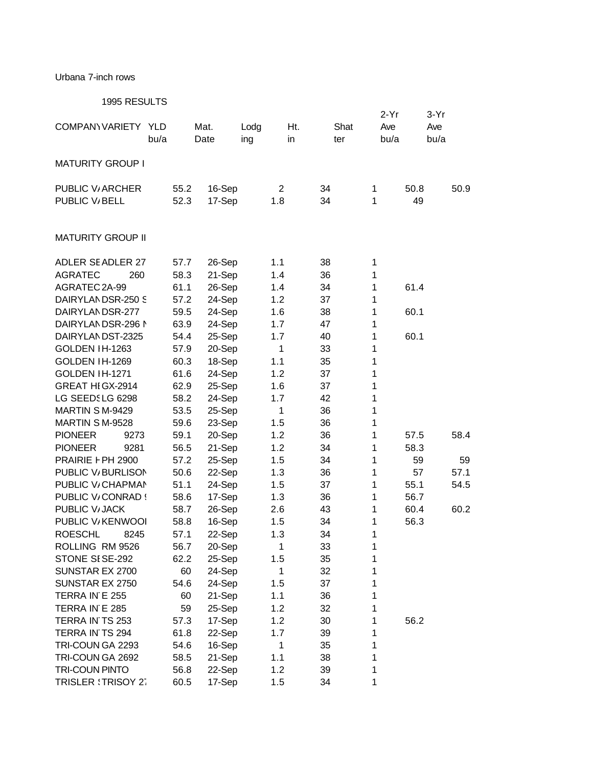Urbana 7-inch rows

1995 RESULTS

| COMPANY | VARIETY | YLD bu/a | Mat. Date | Lodg ing | Ht. in | Shat ter | 2-Yr Ave bu/a | 3-Yr Ave bu/a |
|---|---|---|---|---|---|---|---|---|
| MATURITY GROUP I | | | | | | | | |
| PUBLIC V/ | ARCHER | 55.2 | 16-Sep | 2 | 34 | 1 | 50.8 | 50.9 |
| PUBLIC V/ | BELL | 52.3 | 17-Sep | 1.8 | 34 | 1 | 49 | |
| MATURITY GROUP II | | | | | | | | |
| ADLER SE | ADLER 27 | 57.7 | 26-Sep | 1.1 | 38 | 1 | | |
| AGRATEC | 260 | 58.3 | 21-Sep | 1.4 | 36 | 1 | | |
| AGRATEC | 2A-99 | 61.1 | 26-Sep | 1.4 | 34 | 1 | 61.4 | |
| DAIRYLAN | DSR-250 S | 57.2 | 24-Sep | 1.2 | 37 | 1 | | |
| DAIRYLAN | DSR-277 | 59.5 | 24-Sep | 1.6 | 38 | 1 | 60.1 | |
| DAIRYLAN | DSR-296 N | 63.9 | 24-Sep | 1.7 | 47 | 1 | | |
| DAIRYLAN | DST-2325 | 54.4 | 25-Sep | 1.7 | 40 | 1 | 60.1 | |
| GOLDEN I | H-1263 | 57.9 | 20-Sep | 1 | 33 | 1 | | |
| GOLDEN I | H-1269 | 60.3 | 18-Sep | 1.1 | 35 | 1 | | |
| GOLDEN I | H-1271 | 61.6 | 24-Sep | 1.2 | 37 | 1 | | |
| GREAT HE | GX-2914 | 62.9 | 25-Sep | 1.6 | 37 | 1 | | |
| LG SEEDS | LG 6298 | 58.2 | 24-Sep | 1.7 | 42 | 1 | | |
| MARTIN S | M-9429 | 53.5 | 25-Sep | 1 | 36 | 1 | | |
| MARTIN S | M-9528 | 59.6 | 23-Sep | 1.5 | 36 | 1 | | |
| PIONEER | 9273 | 59.1 | 20-Sep | 1.2 | 36 | 1 | 57.5 | 58.4 |
| PIONEER | 9281 | 56.5 | 21-Sep | 1.2 | 34 | 1 | 58.3 | |
| PRAIRIE H | PH 2900 | 57.2 | 25-Sep | 1.5 | 34 | 1 | 59 | 59 |
| PUBLIC V/ | BURLISON | 50.6 | 22-Sep | 1.3 | 36 | 1 | 57 | 57.1 |
| PUBLIC V/ | CHAPMAN | 51.1 | 24-Sep | 1.5 | 37 | 1 | 55.1 | 54.5 |
| PUBLIC V/ | CONRAD S | 58.6 | 17-Sep | 1.3 | 36 | 1 | 56.7 | |
| PUBLIC V/ | JACK | 58.7 | 26-Sep | 2.6 | 43 | 1 | 60.4 | 60.2 |
| PUBLIC V/ | KENWOOD | 58.8 | 16-Sep | 1.5 | 34 | 1 | 56.3 | |
| ROESCHL | 8245 | 57.1 | 22-Sep | 1.3 | 34 | 1 | | |
| ROLLING | RM 9526 | 56.7 | 20-Sep | 1 | 33 | 1 | | |
| STONE SE | SE-292 | 62.2 | 25-Sep | 1.5 | 35 | 1 | | |
| SUNSTAR | EX 2700 | 60 | 24-Sep | 1 | 32 | 1 | | |
| SUNSTAR | EX 2750 | 54.6 | 24-Sep | 1.5 | 37 | 1 | | |
| TERRA IN | E 255 | 60 | 21-Sep | 1.1 | 36 | 1 | | |
| TERRA IN | E 285 | 59 | 25-Sep | 1.2 | 32 | 1 | | |
| TERRA IN | TS 253 | 57.3 | 17-Sep | 1.2 | 30 | 1 | 56.2 | |
| TERRA IN | TS 294 | 61.8 | 22-Sep | 1.7 | 39 | 1 | | |
| TRI-COUN | GA 2293 | 54.6 | 16-Sep | 1 | 35 | 1 | | |
| TRI-COUN | GA 2692 | 58.5 | 21-Sep | 1.1 | 38 | 1 | | |
| TRI-COUN | PINTO | 56.8 | 22-Sep | 1.2 | 39 | 1 | | |
| TRISLER S | TRISOY 27 | 60.5 | 17-Sep | 1.5 | 34 | 1 | | |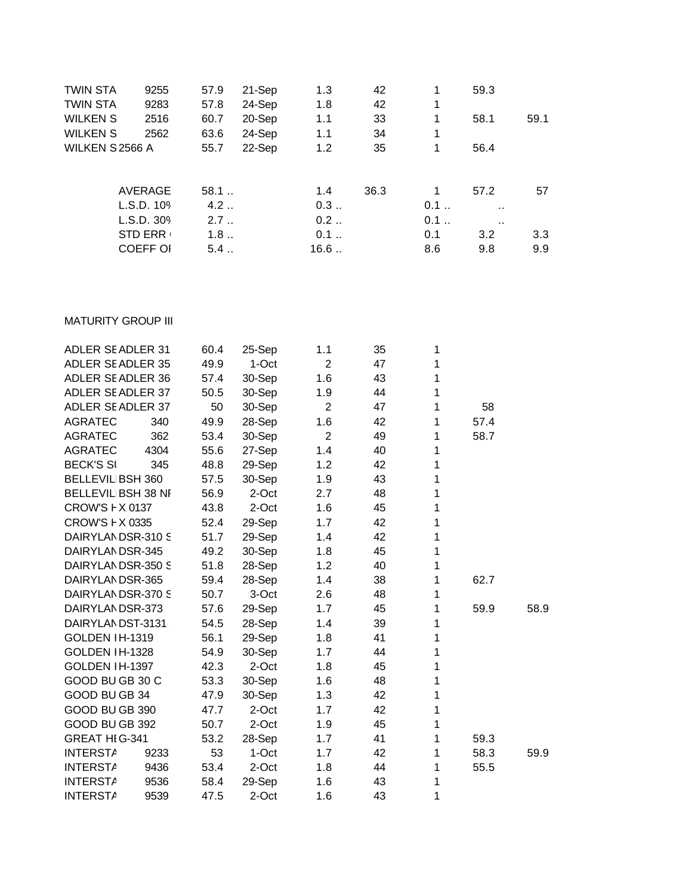| | | | | | | | | |
|---|---|---|---|---|---|---|---|---|
| TWIN STA | 9255 | 57.9 | 21-Sep | 1.3 | 42 | 1 | 59.3 | |
| TWIN STA | 9283 | 57.8 | 24-Sep | 1.8 | 42 | 1 | | |
| WILKEN S | 2516 | 60.7 | 20-Sep | 1.1 | 33 | 1 | 58.1 | 59.1 |
| WILKEN S | 2562 | 63.6 | 24-Sep | 1.1 | 34 | 1 | | |
| WILKEN S | 2566 A | 55.7 | 22-Sep | 1.2 | 35 | 1 | 56.4 | |
| | | | | | | | | |
| | AVERAGE | 58.1 .. | | 1.4 | 36.3 | 1 | 57.2 | 57 |
| | L.S.D. 10% | 4.2 .. | | 0.3 .. | | 0.1 .. | .. | |
| | L.S.D. 30% | 2.7 .. | | 0.2 .. | | 0.1 .. | .. | |
| | STD ERR ( | 1.8 .. | | 0.1 .. | | 0.1 | 3.2 | 3.3 |
| | COEFF OF | 5.4 .. | | 16.6 .. | | 8.6 | 9.8 | 9.9 |

MATURITY GROUP III

| | | | | | | | | |
|---|---|---|---|---|---|---|---|---|
| ADLER SE | ADLER 31 | 60.4 | 25-Sep | 1.1 | 35 | 1 | | |
| ADLER SE | ADLER 35 | 49.9 | 1-Oct | 2 | 47 | 1 | | |
| ADLER SE | ADLER 36 | 57.4 | 30-Sep | 1.6 | 43 | 1 | | |
| ADLER SE | ADLER 37 | 50.5 | 30-Sep | 1.9 | 44 | 1 | | |
| ADLER SE | ADLER 37 | 50 | 30-Sep | 2 | 47 | 1 | 58 | |
| AGRATEC | 340 | 49.9 | 28-Sep | 1.6 | 42 | 1 | 57.4 | |
| AGRATEC | 362 | 53.4 | 30-Sep | 2 | 49 | 1 | 58.7 | |
| AGRATEC | 4304 | 55.6 | 27-Sep | 1.4 | 40 | 1 | | |
| BECK'S SI | 345 | 48.8 | 29-Sep | 1.2 | 42 | 1 | | |
| BELLEVIL | BSH 360 | 57.5 | 30-Sep | 1.9 | 43 | 1 | | |
| BELLEVIL | BSH 38 NF | 56.9 | 2-Oct | 2.7 | 48 | 1 | | |
| CROW'S H | X 0137 | 43.8 | 2-Oct | 1.6 | 45 | 1 | | |
| CROW'S H | X 0335 | 52.4 | 29-Sep | 1.7 | 42 | 1 | | |
| DAIRYLAN | DSR-310 S | 51.7 | 29-Sep | 1.4 | 42 | 1 | | |
| DAIRYLAN | DSR-345 | 49.2 | 30-Sep | 1.8 | 45 | 1 | | |
| DAIRYLAN | DSR-350 S | 51.8 | 28-Sep | 1.2 | 40 | 1 | | |
| DAIRYLAN | DSR-365 | 59.4 | 28-Sep | 1.4 | 38 | 1 | 62.7 | |
| DAIRYLAN | DSR-370 S | 50.7 | 3-Oct | 2.6 | 48 | 1 | | |
| DAIRYLAN | DSR-373 | 57.6 | 29-Sep | 1.7 | 45 | 1 | 59.9 | 58.9 |
| DAIRYLAN | DST-3131 | 54.5 | 28-Sep | 1.4 | 39 | 1 | | |
| GOLDEN H | H-1319 | 56.1 | 29-Sep | 1.8 | 41 | 1 | | |
| GOLDEN H | H-1328 | 54.9 | 30-Sep | 1.7 | 44 | 1 | | |
| GOLDEN H | H-1397 | 42.3 | 2-Oct | 1.8 | 45 | 1 | | |
| GOOD BU | GB 30 C | 53.3 | 30-Sep | 1.6 | 48 | 1 | | |
| GOOD BU | GB 34 | 47.9 | 30-Sep | 1.3 | 42 | 1 | | |
| GOOD BU | GB 390 | 47.7 | 2-Oct | 1.7 | 42 | 1 | | |
| GOOD BU | GB 392 | 50.7 | 2-Oct | 1.9 | 45 | 1 | | |
| GREAT HE | G-341 | 53.2 | 28-Sep | 1.7 | 41 | 1 | 59.3 | |
| INTERSTA | 9233 | 53 | 1-Oct | 1.7 | 42 | 1 | 58.3 | 59.9 |
| INTERSTA | 9436 | 53.4 | 2-Oct | 1.8 | 44 | 1 | 55.5 | |
| INTERSTA | 9536 | 58.4 | 29-Sep | 1.6 | 43 | 1 | | |
| INTERSTA | 9539 | 47.5 | 2-Oct | 1.6 | 43 | 1 | | |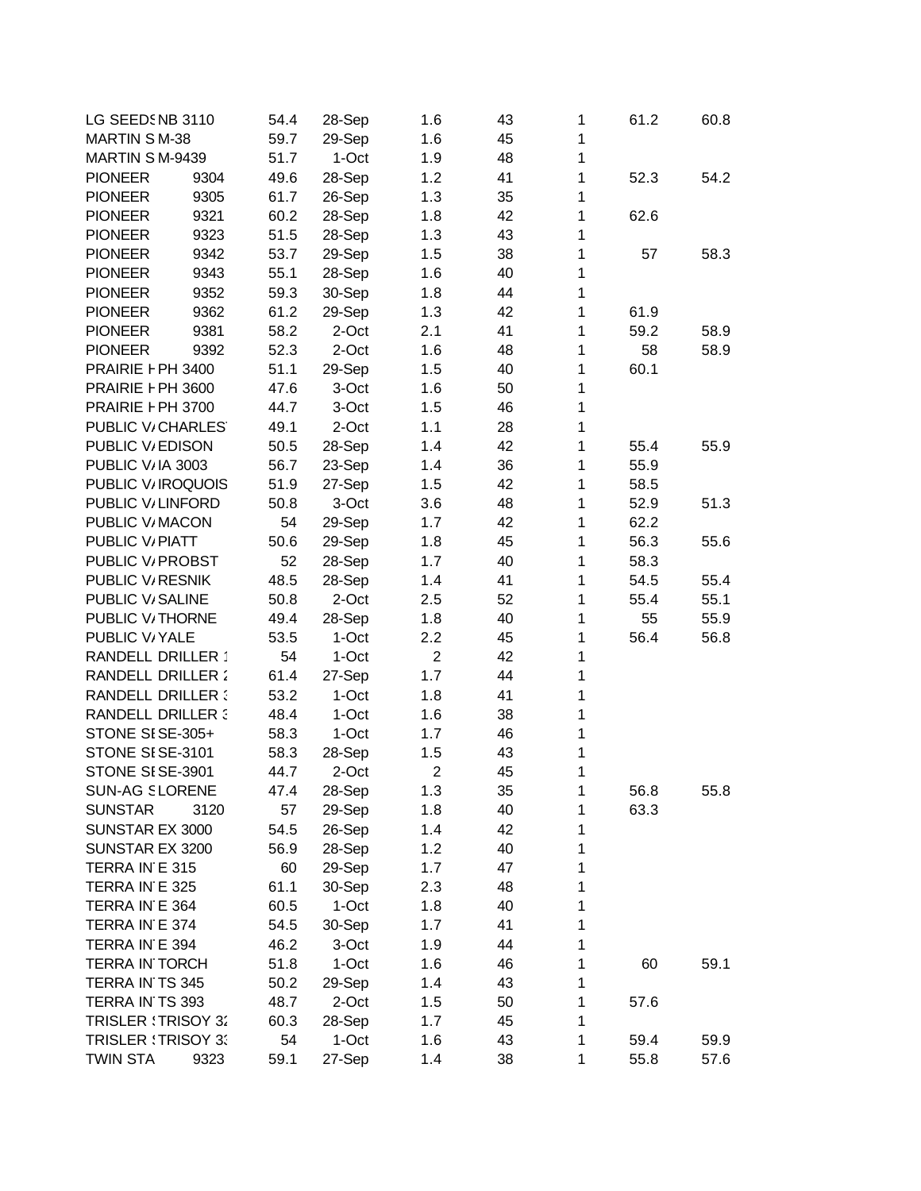| | | | | | | | | |
|---|---|---|---|---|---|---|---|---|
| LG SEEDS | NB 3110 | 54.4 | 28-Sep | 1.6 | 43 | 1 | 61.2 | 60.8 |
| MARTIN S | M-38 | 59.7 | 29-Sep | 1.6 | 45 | 1 | | |
| MARTIN S | M-9439 | 51.7 | 1-Oct | 1.9 | 48 | 1 | | |
| PIONEER | 9304 | 49.6 | 28-Sep | 1.2 | 41 | 1 | 52.3 | 54.2 |
| PIONEER | 9305 | 61.7 | 26-Sep | 1.3 | 35 | 1 | | |
| PIONEER | 9321 | 60.2 | 28-Sep | 1.8 | 42 | 1 | 62.6 | |
| PIONEER | 9323 | 51.5 | 28-Sep | 1.3 | 43 | 1 | | |
| PIONEER | 9342 | 53.7 | 29-Sep | 1.5 | 38 | 1 | 57 | 58.3 |
| PIONEER | 9343 | 55.1 | 28-Sep | 1.6 | 40 | 1 | | |
| PIONEER | 9352 | 59.3 | 30-Sep | 1.8 | 44 | 1 | | |
| PIONEER | 9362 | 61.2 | 29-Sep | 1.3 | 42 | 1 | 61.9 | |
| PIONEER | 9381 | 58.2 | 2-Oct | 2.1 | 41 | 1 | 59.2 | 58.9 |
| PIONEER | 9392 | 52.3 | 2-Oct | 1.6 | 48 | 1 | 58 | 58.9 |
| PRAIRIE H | PH 3400 | 51.1 | 29-Sep | 1.5 | 40 | 1 | 60.1 | |
| PRAIRIE H | PH 3600 | 47.6 | 3-Oct | 1.6 | 50 | 1 | | |
| PRAIRIE H | PH 3700 | 44.7 | 3-Oct | 1.5 | 46 | 1 | | |
| PUBLIC V/ | CHARLEST | 49.1 | 2-Oct | 1.1 | 28 | 1 | | |
| PUBLIC V/ | EDISON | 50.5 | 28-Sep | 1.4 | 42 | 1 | 55.4 | 55.9 |
| PUBLIC V/ | IA 3003 | 56.7 | 23-Sep | 1.4 | 36 | 1 | 55.9 | |
| PUBLIC V/ | IROQUOIS | 51.9 | 27-Sep | 1.5 | 42 | 1 | 58.5 | |
| PUBLIC V/ | LINFORD | 50.8 | 3-Oct | 3.6 | 48 | 1 | 52.9 | 51.3 |
| PUBLIC V/ | MACON | 54 | 29-Sep | 1.7 | 42 | 1 | 62.2 | |
| PUBLIC V/ | PIATT | 50.6 | 29-Sep | 1.8 | 45 | 1 | 56.3 | 55.6 |
| PUBLIC V/ | PROBST | 52 | 28-Sep | 1.7 | 40 | 1 | 58.3 | |
| PUBLIC V/ | RESNIK | 48.5 | 28-Sep | 1.4 | 41 | 1 | 54.5 | 55.4 |
| PUBLIC V/ | SALINE | 50.8 | 2-Oct | 2.5 | 52 | 1 | 55.4 | 55.1 |
| PUBLIC V/ | THORNE | 49.4 | 28-Sep | 1.8 | 40 | 1 | 55 | 55.9 |
| PUBLIC V/ | YALE | 53.5 | 1-Oct | 2.2 | 45 | 1 | 56.4 | 56.8 |
| RANDELL | DRILLER 1 | 54 | 1-Oct | 2 | 42 | 1 | | |
| RANDELL | DRILLER 2 | 61.4 | 27-Sep | 1.7 | 44 | 1 | | |
| RANDELL | DRILLER 3 | 53.2 | 1-Oct | 1.8 | 41 | 1 | | |
| RANDELL | DRILLER 3 | 48.4 | 1-Oct | 1.6 | 38 | 1 | | |
| STONE SE | SE-305+ | 58.3 | 1-Oct | 1.7 | 46 | 1 | | |
| STONE SE | SE-3101 | 58.3 | 28-Sep | 1.5 | 43 | 1 | | |
| STONE SE | SE-3901 | 44.7 | 2-Oct | 2 | 45 | 1 | | |
| SUN-AG S | LORENE | 47.4 | 28-Sep | 1.3 | 35 | 1 | 56.8 | 55.8 |
| SUNSTAR | 3120 | 57 | 29-Sep | 1.8 | 40 | 1 | 63.3 | |
| SUNSTAR | EX 3000 | 54.5 | 26-Sep | 1.4 | 42 | 1 | | |
| SUNSTAR | EX 3200 | 56.9 | 28-Sep | 1.2 | 40 | 1 | | |
| TERRA IN | E 315 | 60 | 29-Sep | 1.7 | 47 | 1 | | |
| TERRA IN | E 325 | 61.1 | 30-Sep | 2.3 | 48 | 1 | | |
| TERRA IN | E 364 | 60.5 | 1-Oct | 1.8 | 40 | 1 | | |
| TERRA IN | E 374 | 54.5 | 30-Sep | 1.7 | 41 | 1 | | |
| TERRA IN | E 394 | 46.2 | 3-Oct | 1.9 | 44 | 1 | | |
| TERRA IN | TORCH | 51.8 | 1-Oct | 1.6 | 46 | 1 | 60 | 59.1 |
| TERRA IN | TS 345 | 50.2 | 29-Sep | 1.4 | 43 | 1 | | |
| TERRA IN | TS 393 | 48.7 | 2-Oct | 1.5 | 50 | 1 | 57.6 | |
| TRISLER S | TRISOY 32 | 60.3 | 28-Sep | 1.7 | 45 | 1 | | |
| TRISLER S | TRISOY 33 | 54 | 1-Oct | 1.6 | 43 | 1 | 59.4 | 59.9 |
| TWIN STA | 9323 | 59.1 | 27-Sep | 1.4 | 38 | 1 | 55.8 | 57.6 |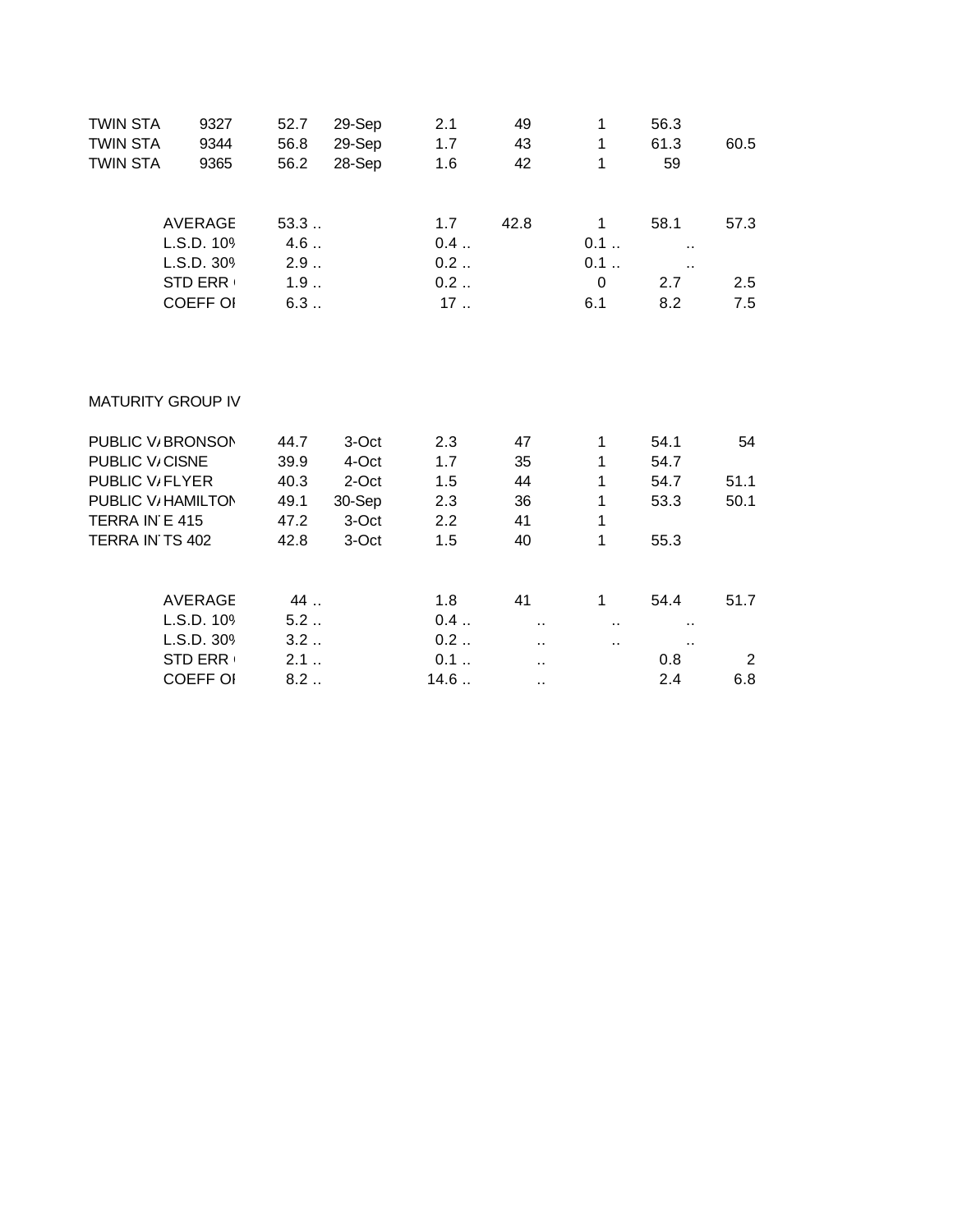| | | | | | | | | |
|---|---|---|---|---|---|---|---|---|
| TWIN STA | 9327 | 52.7 | 29-Sep | 2.1 | 49 | 1 | 56.3 | |
| TWIN STA | 9344 | 56.8 | 29-Sep | 1.7 | 43 | 1 | 61.3 | 60.5 |
| TWIN STA | 9365 | 56.2 | 28-Sep | 1.6 | 42 | 1 | 59 | |
| | AVERAGE | 53.3 .. | | 1.7 | 42.8 | 1 | 58.1 | 57.3 |
| | L.S.D. 10% | 4.6 .. | | 0.4 .. | | 0.1 .. | .. | |
| | L.S.D. 30% | 2.9 .. | | 0.2 .. | | 0.1 .. | .. | |
| | STD ERR ( | 1.9 .. | | 0.2 .. | | 0 | 2.7 | 2.5 |
| | COEFF OF | 6.3 .. | | 17 .. | | 6.1 | 8.2 | 7.5 |

MATURITY GROUP IV

| | | | | | | | | |
|---|---|---|---|---|---|---|---|---|
| PUBLIC VA | BRONSON | 44.7 | 3-Oct | 2.3 | 47 | 1 | 54.1 | 54 |
| PUBLIC VA | CISNE | 39.9 | 4-Oct | 1.7 | 35 | 1 | 54.7 | |
| PUBLIC VA | FLYER | 40.3 | 2-Oct | 1.5 | 44 | 1 | 54.7 | 51.1 |
| PUBLIC VA | HAMILTON | 49.1 | 30-Sep | 2.3 | 36 | 1 | 53.3 | 50.1 |
| TERRA IN | E 415 | 47.2 | 3-Oct | 2.2 | 41 | 1 | | |
| TERRA IN | TS 402 | 42.8 | 3-Oct | 1.5 | 40 | 1 | 55.3 | |
| | AVERAGE | 44 .. | | 1.8 | 41 | 1 | 54.4 | 51.7 |
| | L.S.D. 10% | 5.2 .. | | 0.4 .. | .. | .. | .. | |
| | L.S.D. 30% | 3.2 .. | | 0.2 .. | .. | .. | .. | |
| | STD ERR ( | 2.1 .. | | 0.1 .. | .. | | 0.8 | 2 |
| | COEFF OF | 8.2 .. | | 14.6 .. | .. | | 2.4 | 6.8 |